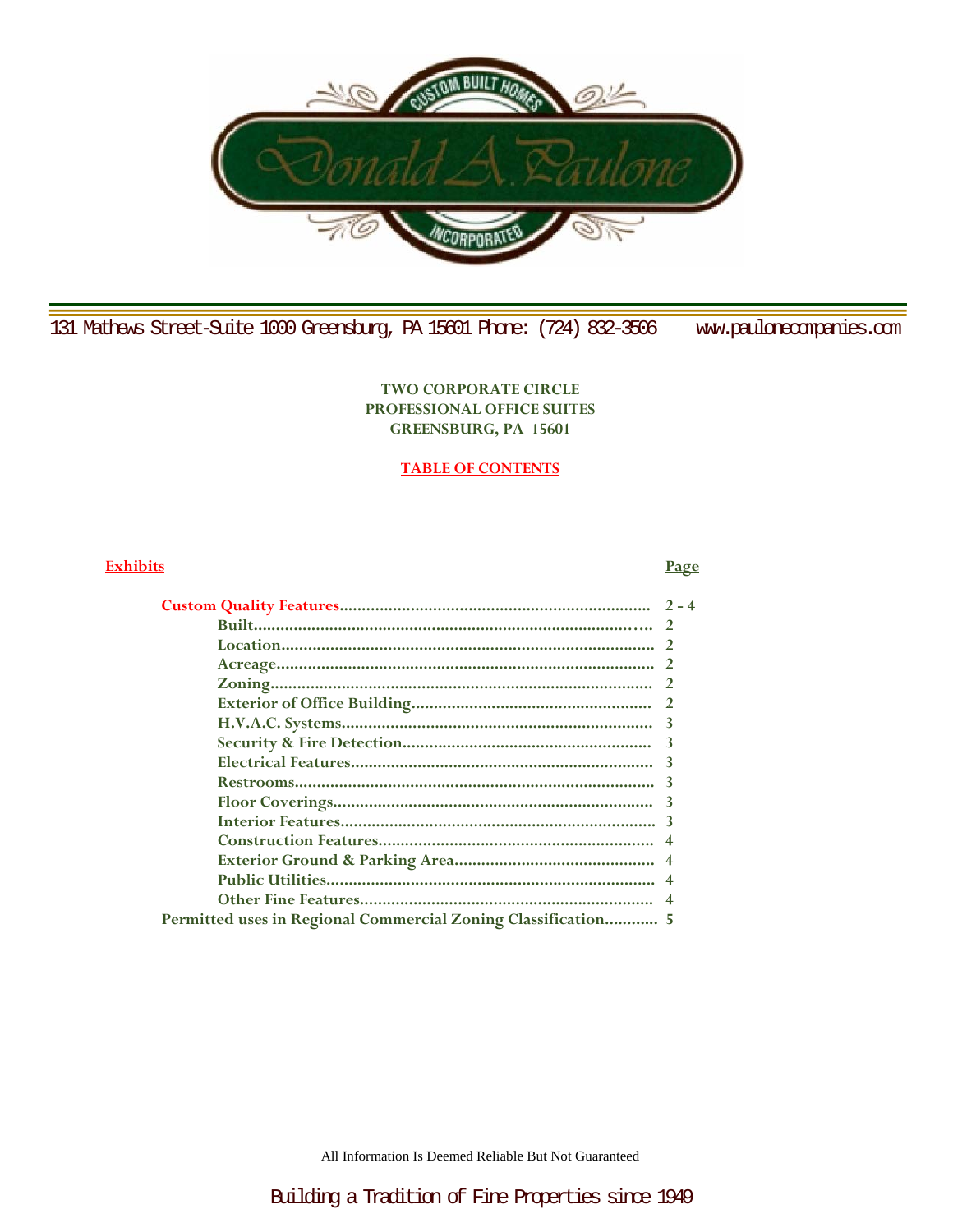Donald A. Paulone

CUSTOM BUILT HOMES

INCORPORATED

131 Mathews Street-Suite 1000 Greensburg, PA 15601 Phone: (724) 832-3506 www.paulonecompanies.com

**TWO CORPORATE CIRCLE**
**PROFESSIONAL OFFICE SUITES**
**GREENSBURG, PA 15601**

## TABLE OF CONTENTS

| Exhibits | Page |
|---|---|
| **Custom Quality Features** | 2 - 4 |
| Built | 2 |
| Location | 2 |
| Acreage | 2 |
| Zoning | 2 |
| Exterior of Office Building | 2 |
| H.V.A.C. Systems | 3 |
| Security & Fire Detection | 3 |
| Electrical Features | 3 |
| Restrooms | 3 |
| Floor Coverings | 3 |
| Interior Features | 3 |
| Construction Features | 4 |
| Exterior Ground & Parking Area | 4 |
| Public Utilities | 4 |
| Other Fine Features | 4 |
| **Permitted uses in Regional Commercial Zoning Classification** | 5 |

All Information Is Deemed Reliable But Not Guaranteed

Building a Tradition of Fine Properties since 1949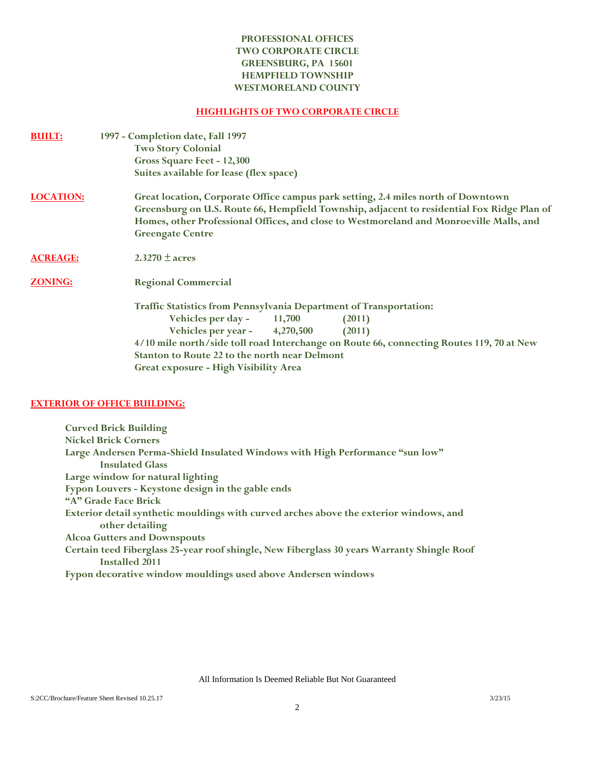**PROFESSIONAL OFFICES**
**TWO CORPORATE CIRCLE**
**GREENSBURG, PA 15601**
**HEMPFIELD TOWNSHIP**
**WESTMORELAND COUNTY**

## HIGHLIGHTS OF TWO CORPORATE CIRCLE

**BUILT:** 1997 - Completion date, Fall 1997
Two Story Colonial
Gross Square Feet - 12,300
Suites available for lease (flex space)

**LOCATION:** Great location, Corporate Office campus park setting, 2.4 miles north of Downtown Greensburg on U.S. Route 66, Hempfield Township, adjacent to residential Fox Ridge Plan of Homes, other Professional Offices, and close to Westmoreland and Monroeville Malls, and Greengate Centre

**ACREAGE:** 2.3270 ± acres

**ZONING:** Regional Commercial

Traffic Statistics from Pennsylvania Department of Transportation:

| | | |
|---|---|---|
| Vehicles per day - | 11,700 | (2011) |
| Vehicles per year - | 4,270,500 | (2011) |

4/10 mile north/side toll road Interchange on Route 66, connecting Routes 119, 70 at New Stanton to Route 22 to the north near Delmont
Great exposure - High Visibility Area

## EXTERIOR OF OFFICE BUILDING:

- Curved Brick Building
- Nickel Brick Corners
- Large Andersen Perma-Shield Insulated Windows with High Performance "sun low" Insulated Glass
- Large window for natural lighting
- Fypon Louvers - Keystone design in the gable ends
- "A" Grade Face Brick
- Exterior detail synthetic mouldings with curved arches above the exterior windows, and other detailing
- Alcoa Gutters and Downspouts
- Certain teed Fiberglass 25-year roof shingle, New Fiberglass 30 years Warranty Shingle Roof Installed 2011
- Fypon decorative window mouldings used above Andersen windows

All Information Is Deemed Reliable But Not Guaranteed

S:2CC/Brochure/Feature Sheet Revised 10.25.17 3/23/15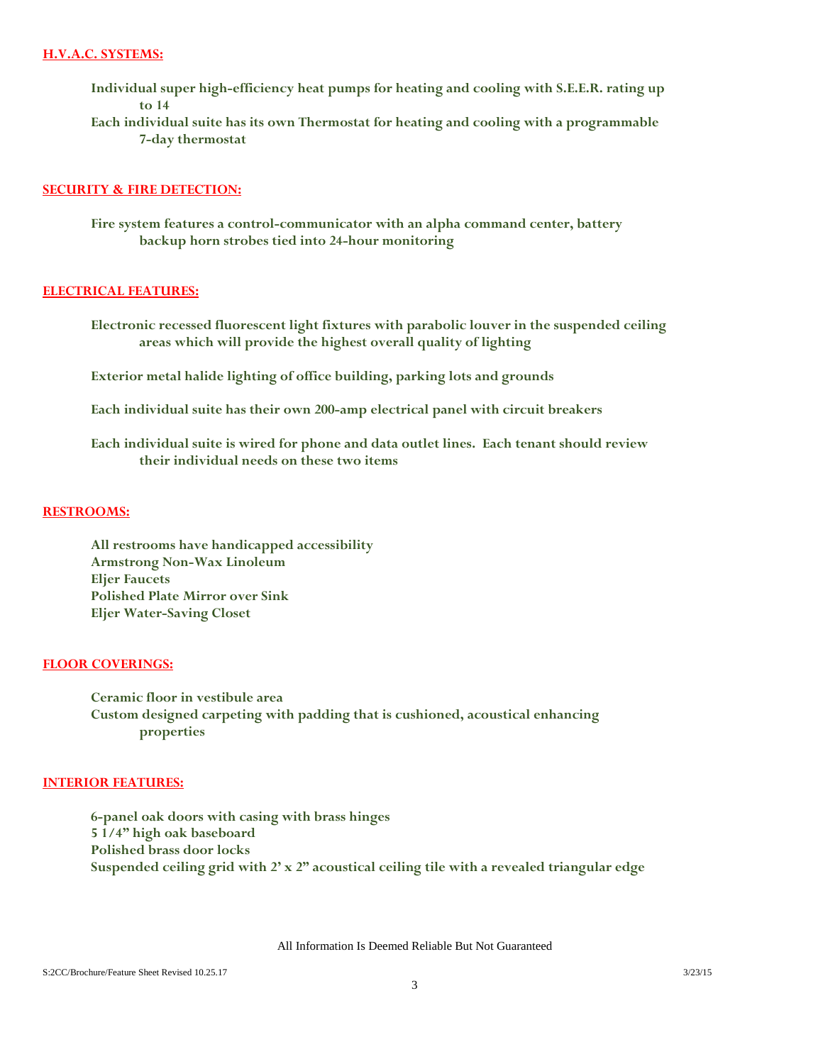## H.V.A.C. SYSTEMS:

**Individual super high-efficiency heat pumps for heating and cooling with S.E.E.R. rating up to 14**
**Each individual suite has its own Thermostat for heating and cooling with a programmable 7-day thermostat**

## SECURITY & FIRE DETECTION:

**Fire system features a control-communicator with an alpha command center, battery backup horn strobes tied into 24-hour monitoring**

## ELECTRICAL FEATURES:

**Electronic recessed fluorescent light fixtures with parabolic louver in the suspended ceiling areas which will provide the highest overall quality of lighting**

**Exterior metal halide lighting of office building, parking lots and grounds**

**Each individual suite has their own 200-amp electrical panel with circuit breakers**

**Each individual suite is wired for phone and data outlet lines. Each tenant should review their individual needs on these two items**

## RESTROOMS:

**All restrooms have handicapped accessibility**
**Armstrong Non-Wax Linoleum**
**Eljer Faucets**
**Polished Plate Mirror over Sink**
**Eljer Water-Saving Closet**

## FLOOR COVERINGS:

**Ceramic floor in vestibule area**
**Custom designed carpeting with padding that is cushioned, acoustical enhancing properties**

## INTERIOR FEATURES:

**6-panel oak doors with casing with brass hinges**
**5 1/4" high oak baseboard**
**Polished brass door locks**
**Suspended ceiling grid with 2' x 2" acoustical ceiling tile with a revealed triangular edge**

All Information Is Deemed Reliable But Not Guaranteed

S:2CC/Brochure/Feature Sheet Revised 10.25.17 3/23/15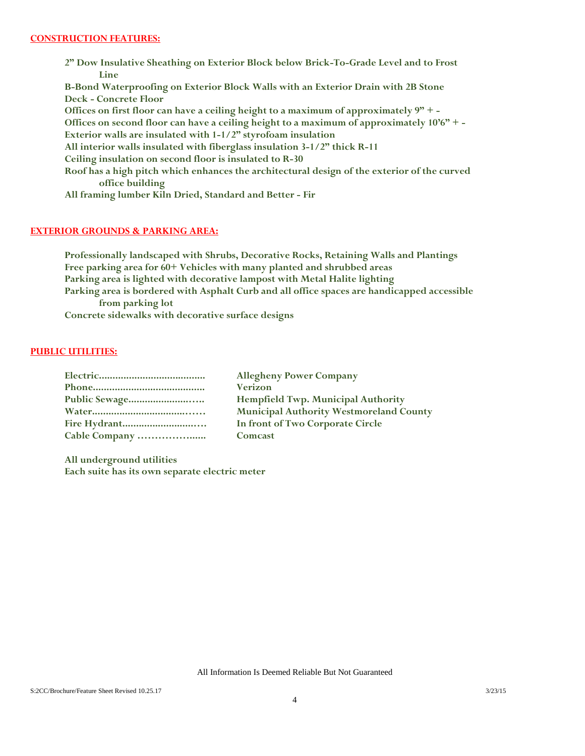## CONSTRUCTION FEATURES:

**2" Dow Insulative Sheathing on Exterior Block below Brick-To-Grade Level and to Frost Line**
**B-Bond Waterproofing on Exterior Block Walls with an Exterior Drain with 2B Stone**
**Deck - Concrete Floor**
**Offices on first floor can have a ceiling height to a maximum of approximately 9" + -**
**Offices on second floor can have a ceiling height to a maximum of approximately 10'6" + -**
**Exterior walls are insulated with 1-1/2" styrofoam insulation**
**All interior walls insulated with fiberglass insulation 3-1/2" thick R-11**
**Ceiling insulation on second floor is insulated to R-30**
**Roof has a high pitch which enhances the architectural design of the exterior of the curved office building**
**All framing lumber Kiln Dried, Standard and Better - Fir**

## EXTERIOR GROUNDS & PARKING AREA:

**Professionally landscaped with Shrubs, Decorative Rocks, Retaining Walls and Plantings**
**Free parking area for 60+ Vehicles with many planted and shrubbed areas**
**Parking area is lighted with decorative lampost with Metal Halite lighting**
**Parking area is bordered with Asphalt Curb and all office spaces are handicapped accessible from parking lot**
**Concrete sidewalks with decorative surface designs**

## PUBLIC UTILITIES:

**Electric....................................... Allegheny Power Company**
**Phone......................................... Verizon**
**Public Sewage............................. Hempfield Twp. Municipal Authority**
**Water........................................... Municipal Authority Westmoreland County**
**Fire Hydrant................................ In front of Two Corporate Circle**
**Cable Company ...................... Comcast**

**All underground utilities**
**Each suite has its own separate electric meter**

All Information Is Deemed Reliable But Not Guaranteed

S:2CC/Brochure/Feature Sheet Revised 10.25.17 3/23/15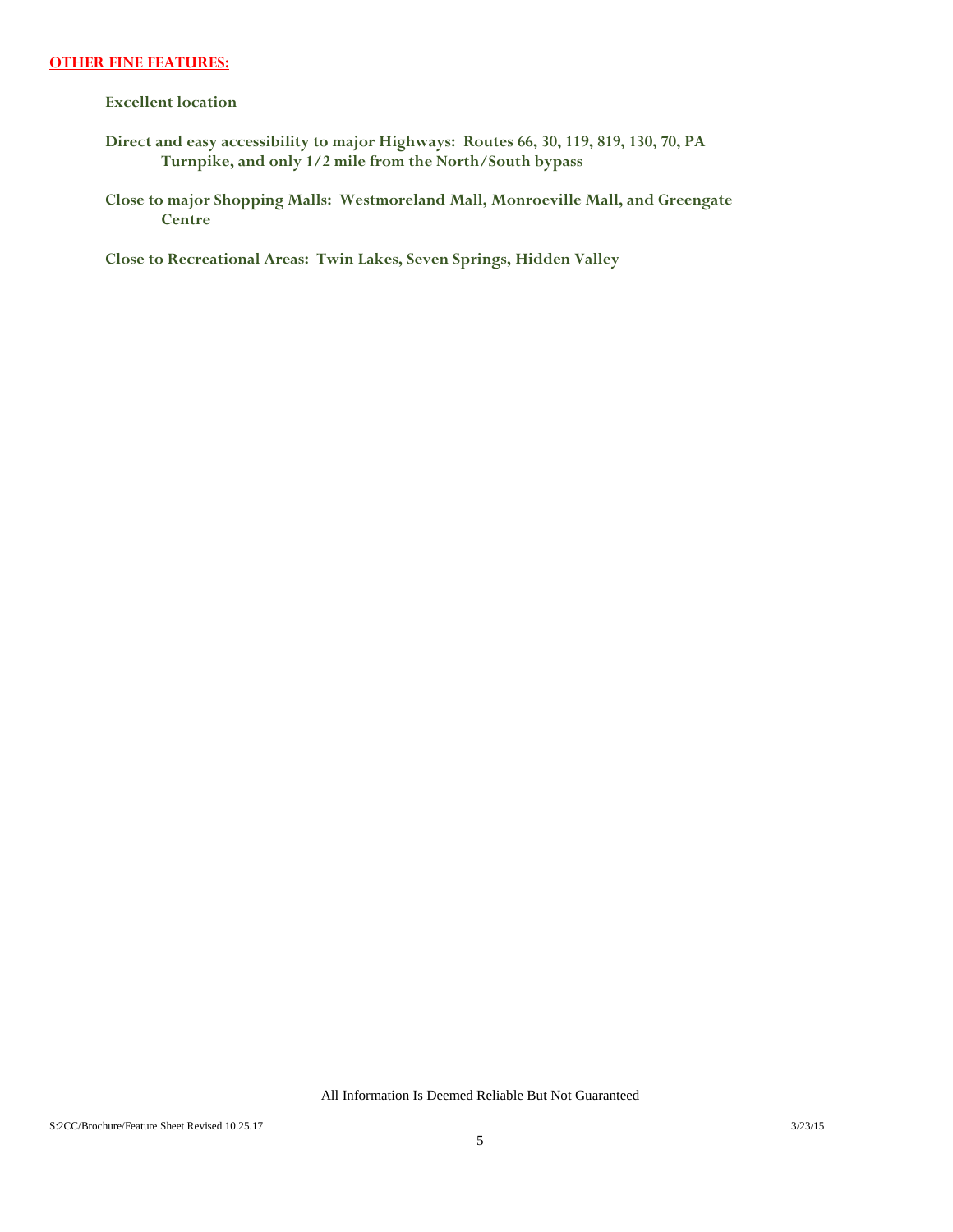## OTHER FINE FEATURES:

**Excellent location**

**Direct and easy accessibility to major Highways: Routes 66, 30, 119, 819, 130, 70, PA Turnpike, and only 1/2 mile from the North/South bypass**

**Close to major Shopping Malls: Westmoreland Mall, Monroeville Mall, and Greengate Centre**

**Close to Recreational Areas: Twin Lakes, Seven Springs, Hidden Valley**

All Information Is Deemed Reliable But Not Guaranteed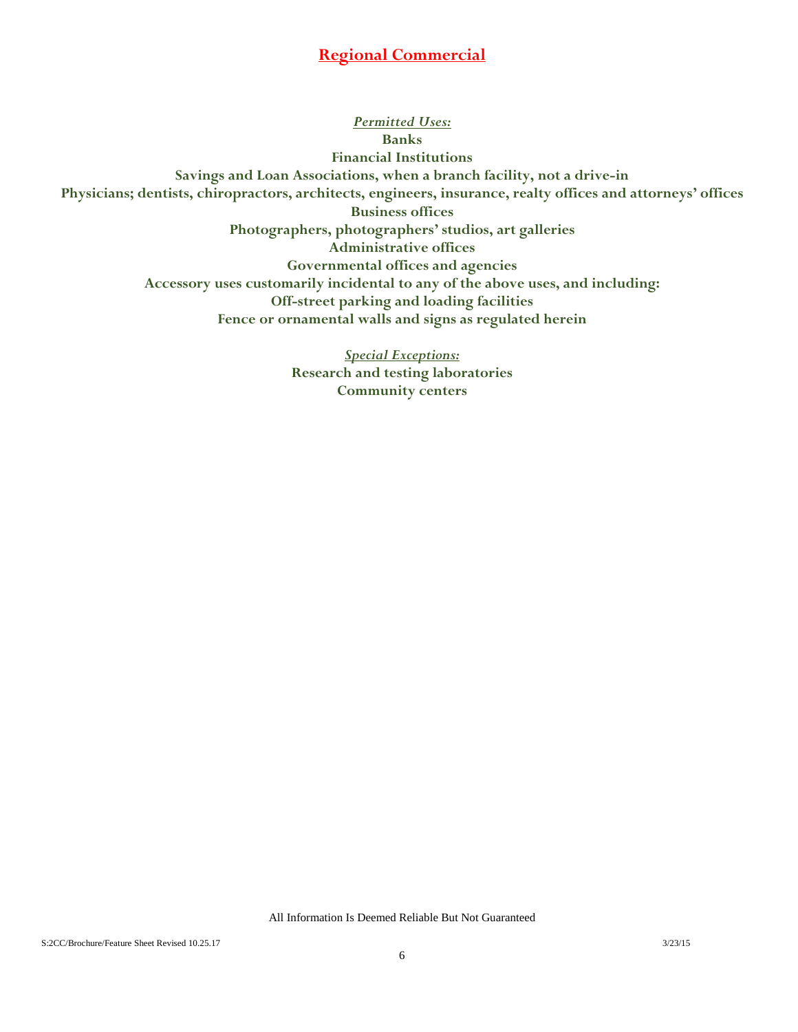# Regional Commercial

***Permitted Uses:***

**Banks**
**Financial Institutions**
**Savings and Loan Associations, when a branch facility, not a drive-in**
**Physicians; dentists, chiropractors, architects, engineers, insurance, realty offices and attorneys' offices**
**Business offices**
**Photographers, photographers' studios, art galleries**
**Administrative offices**
**Governmental offices and agencies**
**Accessory uses customarily incidental to any of the above uses, and including:**
**Off-street parking and loading facilities**
**Fence or ornamental walls and signs as regulated herein**

***Special Exceptions:***

**Research and testing laboratories**
**Community centers**

All Information Is Deemed Reliable But Not Guaranteed

S:2CC/Brochure/Feature Sheet Revised 10.25.17 3/23/15